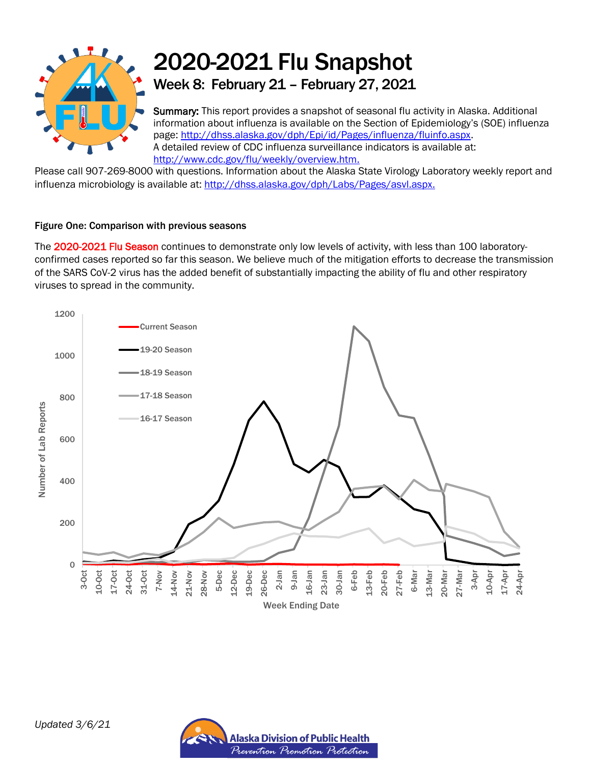# 2020-2021 Flu Snapshot

## Week 8: February 21 – February 27, 2021

**Summary:** This report provides a snapshot of seasonal flu activity in Alaska. Additional information about influenza is available on the Section of Epidemiology's (SOE) influenza page: http://dhss.alaska.gov/dph/Epi/id/Pages/influenza/fluinfo.aspx.
A detailed review of CDC influenza surveillance indicators is available at: http://www.cdc.gov/flu/weekly/overview.htm.
Please call 907-269-8000 with questions. Information about the Alaska State Virology Laboratory weekly report and influenza microbiology is available at: http://dhss.alaska.gov/dph/Labs/Pages/asvl.aspx.

**Figure One: Comparison with previous seasons**

The 2020-2021 Flu Season continues to demonstrate only low levels of activity, with less than 100 laboratory-confirmed cases reported so far this season. We believe much of the mitigation efforts to decrease the transmission of the SARS CoV-2 virus has the added benefit of substantially impacting the ability of flu and other respiratory viruses to spread in the community.

*Updated 3/6/21*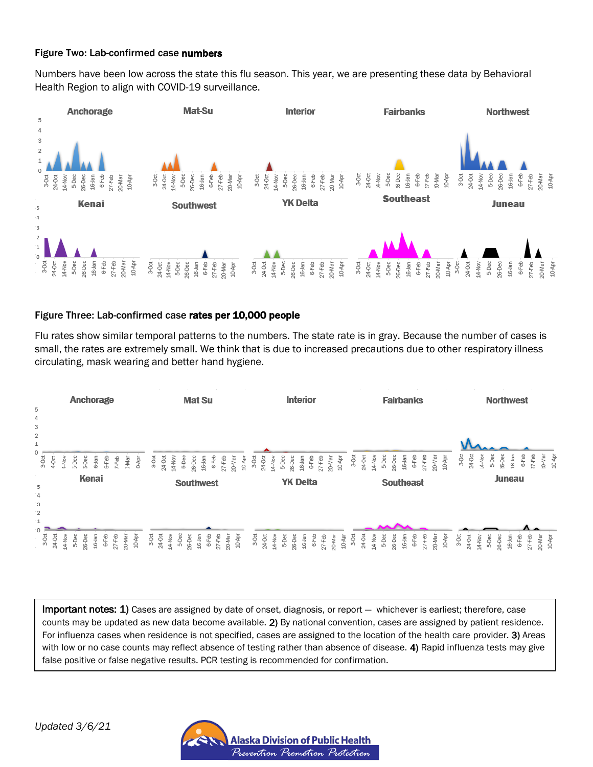**Figure Two: Lab-confirmed case numbers**

Numbers have been low across the state this flu season. This year, we are presenting these data by Behavioral Health Region to align with COVID-19 surveillance.

**Figure Three: Lab-confirmed case rates per 10,000 people**

Flu rates show similar temporal patterns to the numbers. The state rate is in gray. Because the number of cases is small, the rates are extremely small. We think that is due to increased precautions due to other respiratory illness circulating, mask wearing and better hand hygiene.

**Important notes: 1)** Cases are assigned by date of onset, diagnosis, or report — whichever is earliest; therefore, case counts may be updated as new data become available. **2)** By national convention, cases are assigned by patient residence. For influenza cases when residence is not specified, cases are assigned to the location of the health care provider. **3)** Areas with low or no case counts may reflect absence of testing rather than absence of disease. **4)** Rapid influenza tests may give false positive or false negative results. PCR testing is recommended for confirmation.

*Updated 3/6/21*

Alaska Division of Public Health
Prevention Promotion Protection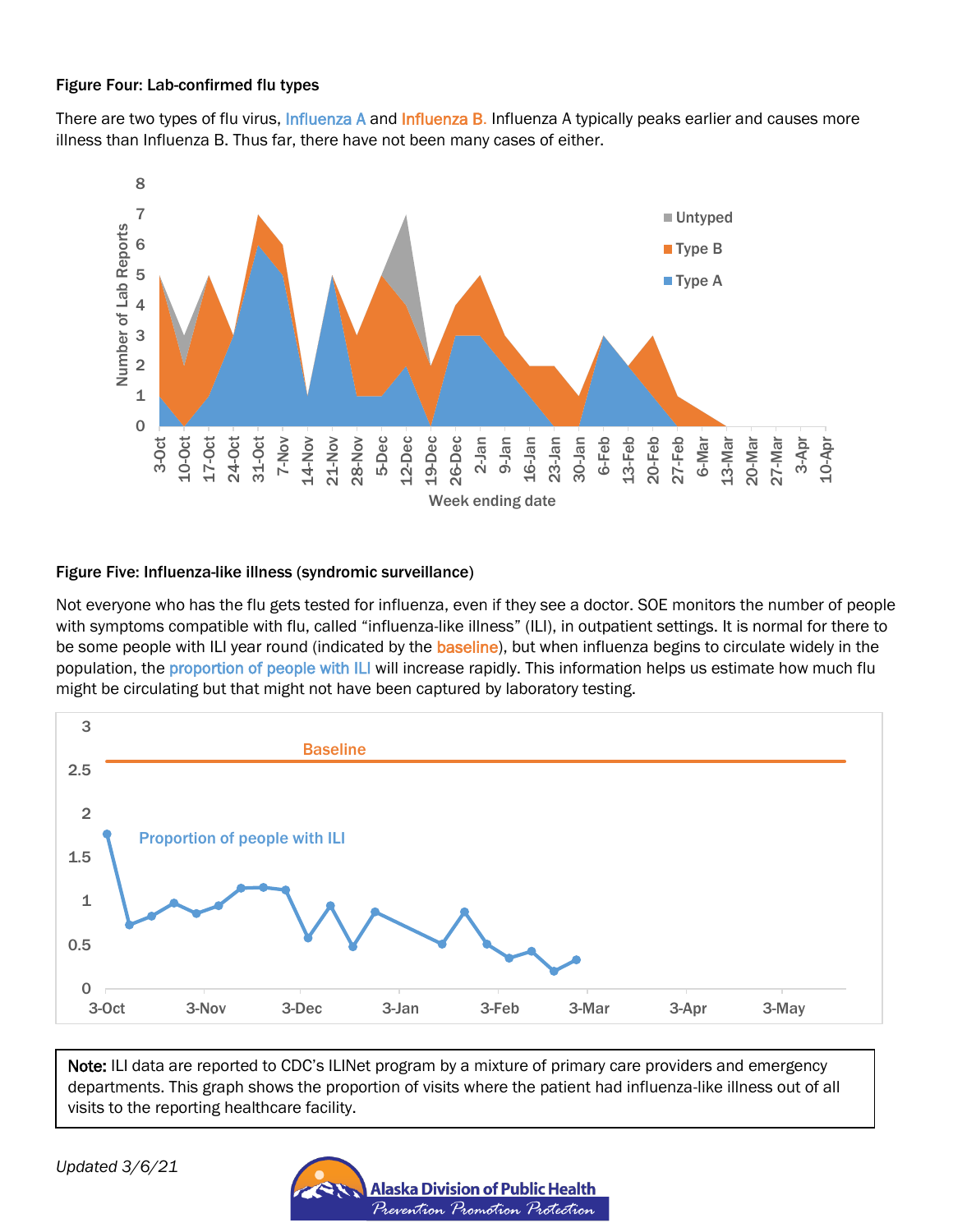**Figure Four: Lab-confirmed flu types**

There are two types of flu virus, Influenza A and Influenza B. Influenza A typically peaks earlier and causes more illness than Influenza B. Thus far, there have not been many cases of either.

Untyped
Type B
Type A

Number of Lab Reports

0
1
2
3
4
5
6
7
8

3-Oct 10-Oct 17-Oct 24-Oct 31-Oct 7-Nov 14-Nov 21-Nov 28-Nov 5-Dec 12-Dec 19-Dec 26-Dec 2-Jan 9-Jan 16-Jan 23-Jan 30-Jan 6-Feb 13-Feb 20-Feb 27-Feb 6-Mar 13-Mar 20-Mar 27-Mar 3-Apr 10-Apr

Week ending date

**Figure Five: Influenza-like illness (syndromic surveillance)**

Not everyone who has the flu gets tested for influenza, even if they see a doctor. SOE monitors the number of people with symptoms compatible with flu, called "influenza-like illness" (ILI), in outpatient settings. It is normal for there to be some people with ILI year round (indicated by the baseline), but when influenza begins to circulate widely in the population, the proportion of people with ILI will increase rapidly. This information helps us estimate how much flu might be circulating but that might not have been captured by laboratory testing.

Baseline

Proportion of people with ILI

0
0.5
1
1.5
2
2.5
3

3-Oct 3-Nov 3-Dec 3-Jan 3-Feb 3-Mar 3-Apr 3-May

**Note:** ILI data are reported to CDC's ILINet program by a mixture of primary care providers and emergency departments. This graph shows the proportion of visits where the patient had influenza-like illness out of all visits to the reporting healthcare facility.

*Updated 3/6/21*

Alaska Division of Public Health
Prevention Promotion Protection